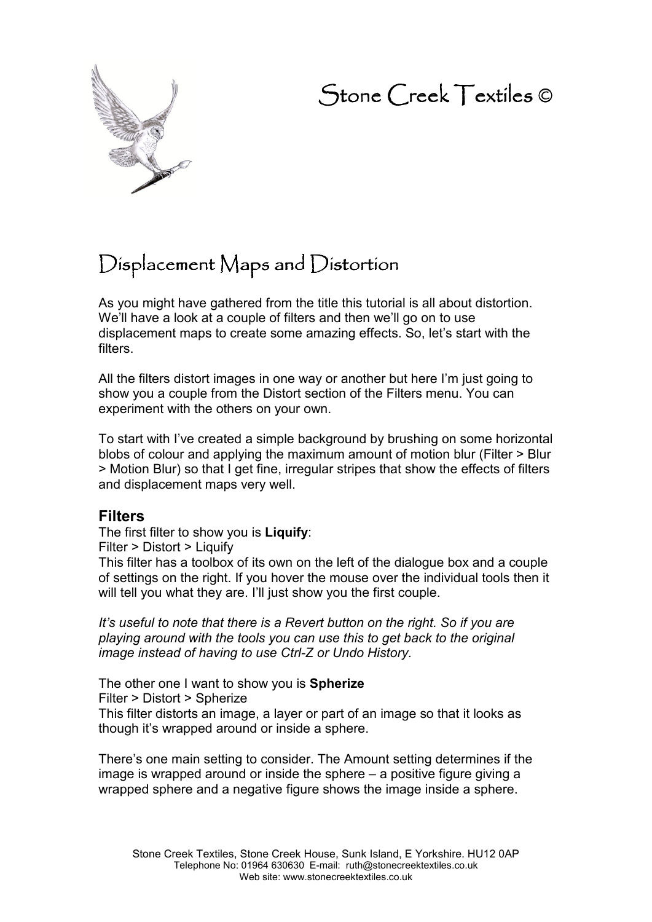# Stone Creek Textiles ©

## Displacement Maps and Distortion

As you might have gathered from the title this tutorial is all about distortion. We'll have a look at a couple of filters and then we'll go on to use displacement maps to create some amazing effects. So, let's start with the filters.

All the filters distort images in one way or another but here I'm just going to show you a couple from the Distort section of the Filters menu. You can experiment with the others on your own.

To start with I've created a simple background by brushing on some horizontal blobs of colour and applying the maximum amount of motion blur (Filter > Blur > Motion Blur) so that I get fine, irregular stripes that show the effects of filters and displacement maps very well.

### Filters

The first filter to show you is **Liquify**:
Filter > Distort > Liquify
This filter has a toolbox of its own on the left of the dialogue box and a couple of settings on the right. If you hover the mouse over the individual tools then it will tell you what they are. I'll just show you the first couple.

*It's useful to note that there is a Revert button on the right. So if you are playing around with the tools you can use this to get back to the original image instead of having to use Ctrl-Z or Undo History.*

The other one I want to show you is **Spherize**
Filter > Distort > Spherize
This filter distorts an image, a layer or part of an image so that it looks as though it's wrapped around or inside a sphere.

There's one main setting to consider. The Amount setting determines if the image is wrapped around or inside the sphere – a positive figure giving a wrapped sphere and a negative figure shows the image inside a sphere.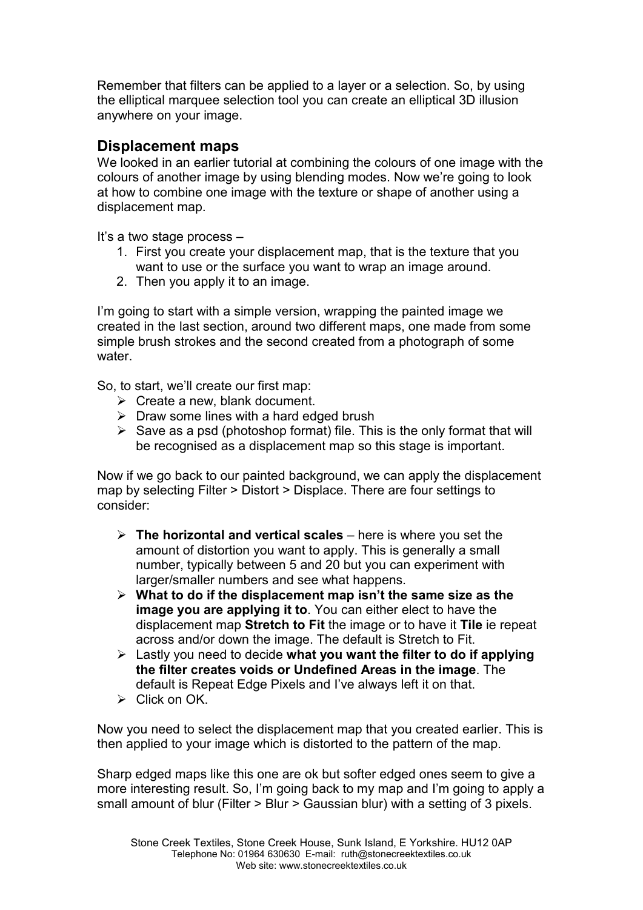Remember that filters can be applied to a layer or a selection. So, by using the elliptical marquee selection tool you can create an elliptical 3D illusion anywhere on your image.

## Displacement maps

We looked in an earlier tutorial at combining the colours of one image with the colours of another image by using blending modes. Now we're going to look at how to combine one image with the texture or shape of another using a displacement map.

It's a two stage process –

1. First you create your displacement map, that is the texture that you want to use or the surface you want to wrap an image around.
2. Then you apply it to an image.

I'm going to start with a simple version, wrapping the painted image we created in the last section, around two different maps, one made from some simple brush strokes and the second created from a photograph of some water.

So, to start, we'll create our first map:

- Create a new, blank document.
- Draw some lines with a hard edged brush
- Save as a psd (photoshop format) file. This is the only format that will be recognised as a displacement map so this stage is important.

Now if we go back to our painted background, we can apply the displacement map by selecting Filter > Distort > Displace. There are four settings to consider:

- **The horizontal and vertical scales** – here is where you set the amount of distortion you want to apply. This is generally a small number, typically between 5 and 20 but you can experiment with larger/smaller numbers and see what happens.
- **What to do if the displacement map isn't the same size as the image you are applying it to**. You can either elect to have the displacement map **Stretch to Fit** the image or to have it **Tile** ie repeat across and/or down the image. The default is Stretch to Fit.
- Lastly you need to decide **what you want the filter to do if applying the filter creates voids or Undefined Areas in the image**. The default is Repeat Edge Pixels and I've always left it on that.
- Click on OK.

Now you need to select the displacement map that you created earlier. This is then applied to your image which is distorted to the pattern of the map.

Sharp edged maps like this one are ok but softer edged ones seem to give a more interesting result. So, I'm going back to my map and I'm going to apply a small amount of blur (Filter > Blur > Gaussian blur) with a setting of 3 pixels.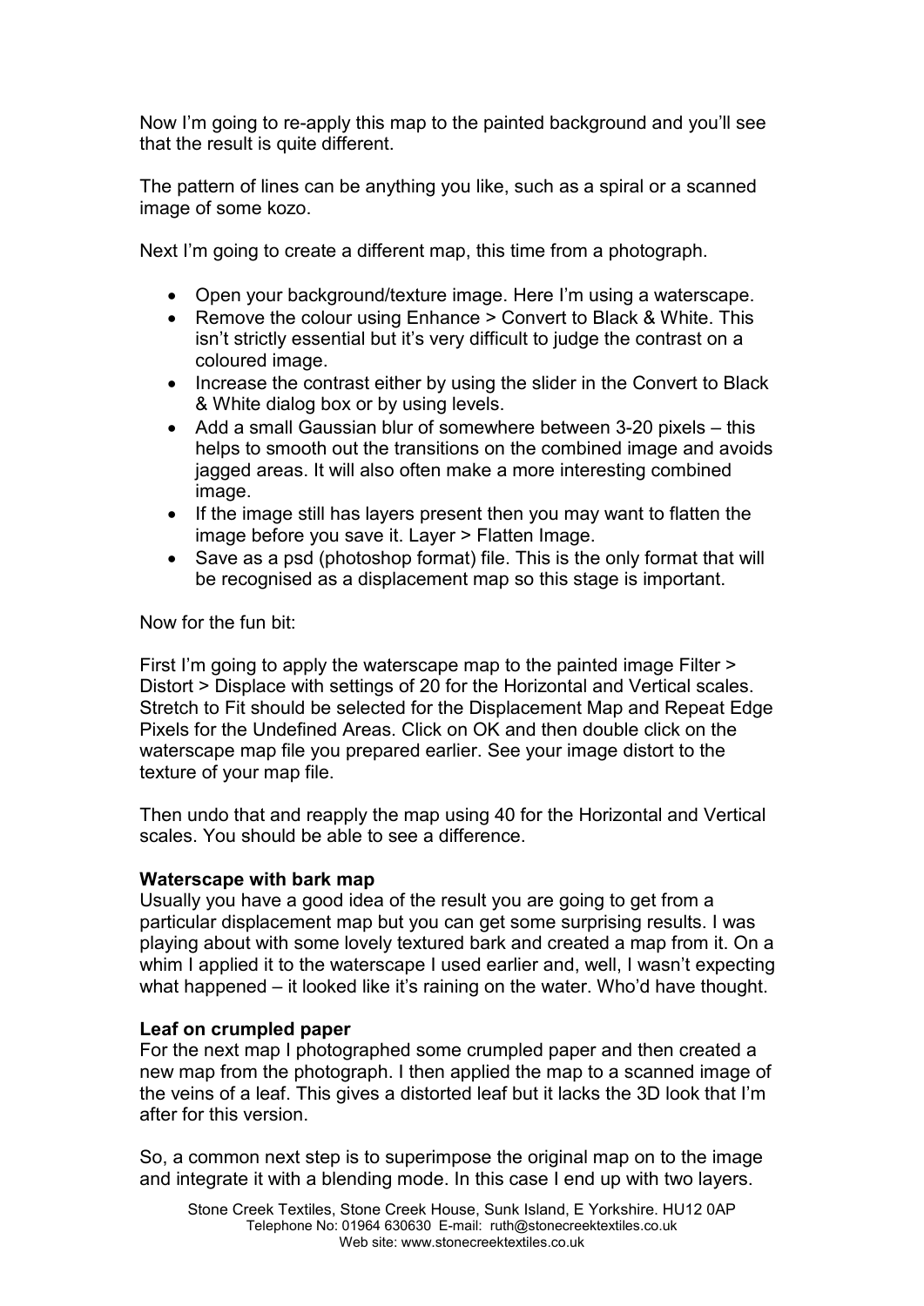Now I'm going to re-apply this map to the painted background and you'll see that the result is quite different.

The pattern of lines can be anything you like, such as a spiral or a scanned image of some kozo.

Next I'm going to create a different map, this time from a photograph.

- Open your background/texture image. Here I'm using a waterscape.
- Remove the colour using Enhance > Convert to Black & White. This isn't strictly essential but it's very difficult to judge the contrast on a coloured image.
- Increase the contrast either by using the slider in the Convert to Black & White dialog box or by using levels.
- Add a small Gaussian blur of somewhere between 3-20 pixels – this helps to smooth out the transitions on the combined image and avoids jagged areas. It will also often make a more interesting combined image.
- If the image still has layers present then you may want to flatten the image before you save it. Layer > Flatten Image.
- Save as a psd (photoshop format) file. This is the only format that will be recognised as a displacement map so this stage is important.

Now for the fun bit:

First I'm going to apply the waterscape map to the painted image Filter > Distort > Displace with settings of 20 for the Horizontal and Vertical scales. Stretch to Fit should be selected for the Displacement Map and Repeat Edge Pixels for the Undefined Areas. Click on OK and then double click on the waterscape map file you prepared earlier. See your image distort to the texture of your map file.

Then undo that and reapply the map using 40 for the Horizontal and Vertical scales. You should be able to see a difference.

**Waterscape with bark map**
Usually you have a good idea of the result you are going to get from a particular displacement map but you can get some surprising results. I was playing about with some lovely textured bark and created a map from it. On a whim I applied it to the waterscape I used earlier and, well, I wasn't expecting what happened – it looked like it's raining on the water. Who'd have thought.

**Leaf on crumpled paper**
For the next map I photographed some crumpled paper and then created a new map from the photograph. I then applied the map to a scanned image of the veins of a leaf. This gives a distorted leaf but it lacks the 3D look that I'm after for this version.

So, a common next step is to superimpose the original map on to the image and integrate it with a blending mode. In this case I end up with two layers.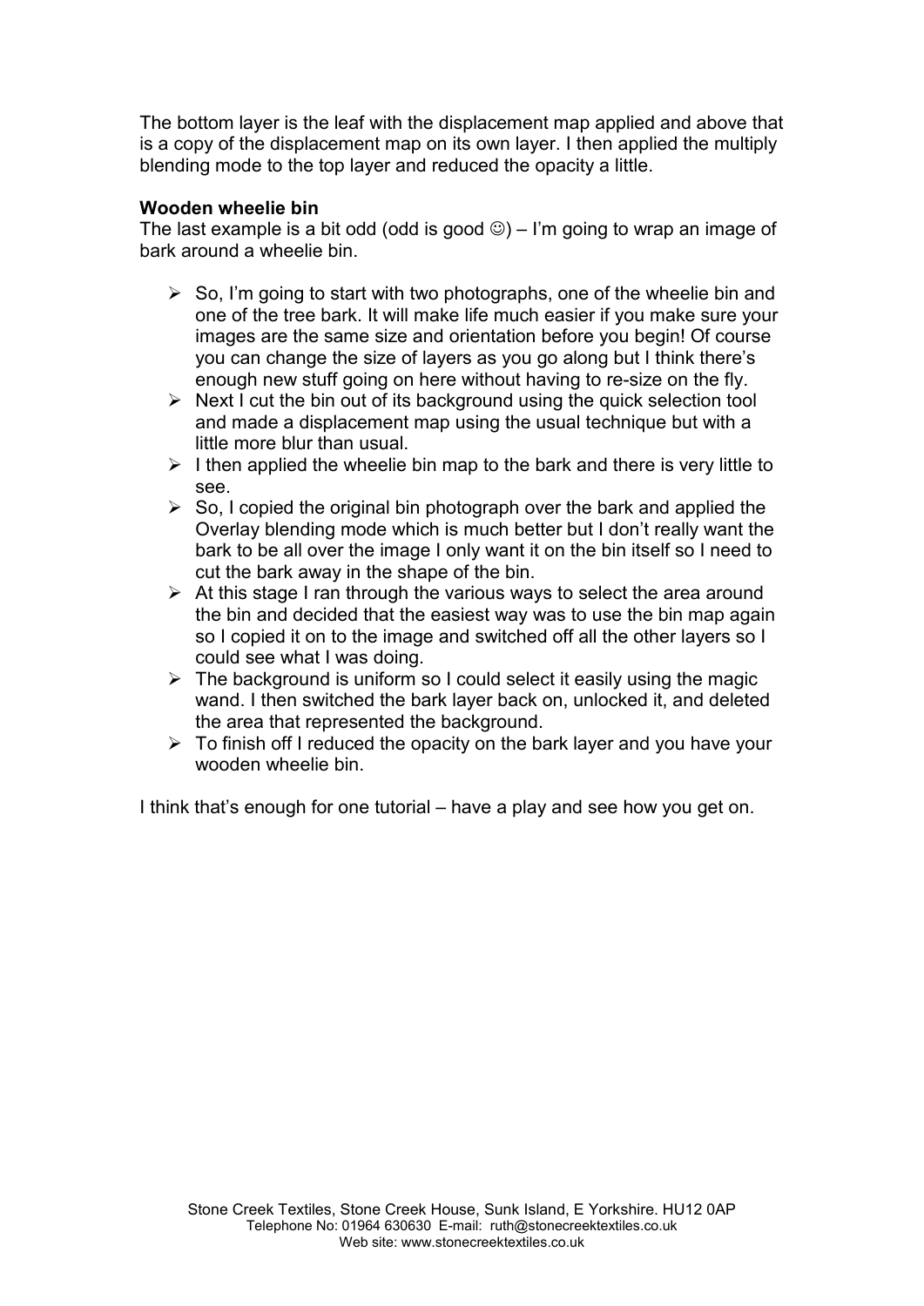The bottom layer is the leaf with the displacement map applied and above that is a copy of the displacement map on its own layer. I then applied the multiply blending mode to the top layer and reduced the opacity a little.

**Wooden wheelie bin**

The last example is a bit odd (odd is good ☺) – I'm going to wrap an image of bark around a wheelie bin.

- So, I'm going to start with two photographs, one of the wheelie bin and one of the tree bark. It will make life much easier if you make sure your images are the same size and orientation before you begin! Of course you can change the size of layers as you go along but I think there's enough new stuff going on here without having to re-size on the fly.
- Next I cut the bin out of its background using the quick selection tool and made a displacement map using the usual technique but with a little more blur than usual.
- I then applied the wheelie bin map to the bark and there is very little to see.
- So, I copied the original bin photograph over the bark and applied the Overlay blending mode which is much better but I don't really want the bark to be all over the image I only want it on the bin itself so I need to cut the bark away in the shape of the bin.
- At this stage I ran through the various ways to select the area around the bin and decided that the easiest way was to use the bin map again so I copied it on to the image and switched off all the other layers so I could see what I was doing.
- The background is uniform so I could select it easily using the magic wand. I then switched the bark layer back on, unlocked it, and deleted the area that represented the background.
- To finish off I reduced the opacity on the bark layer and you have your wooden wheelie bin.

I think that's enough for one tutorial – have a play and see how you get on.